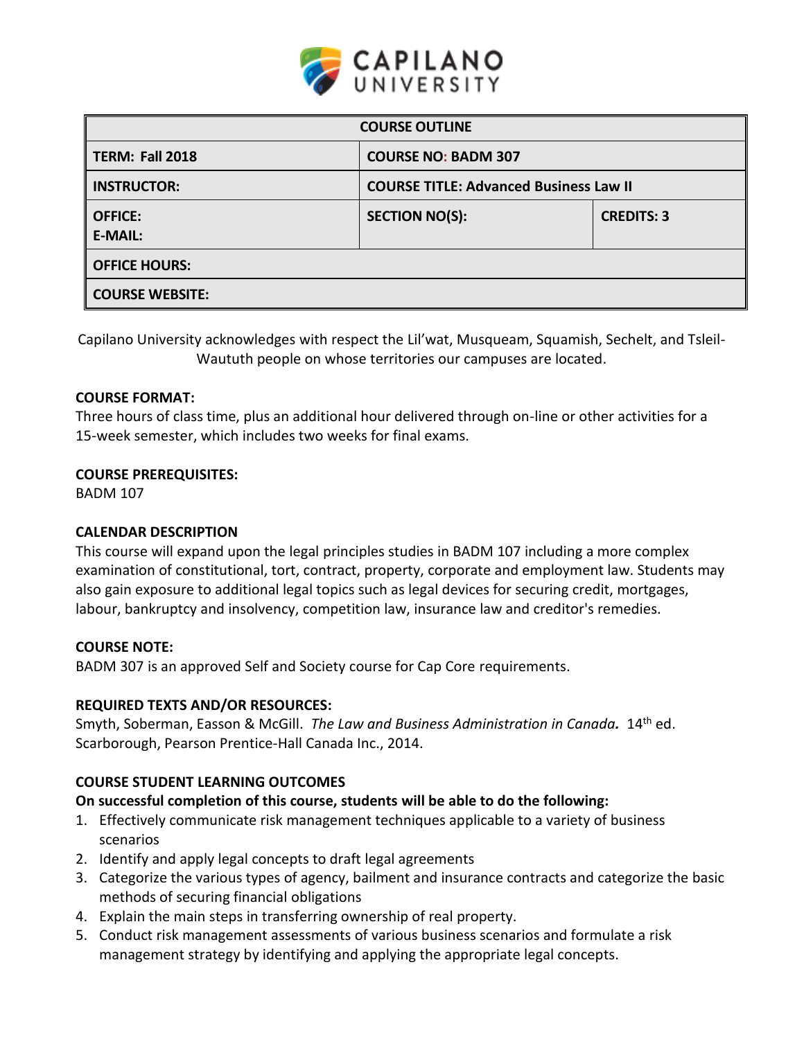CAPILANO UNIVERSITY

| COURSE OUTLINE | | |
|---|---|---|
| **TERM: Fall 2018** | **COURSE NO: BADM 307** | |
| **INSTRUCTOR:** | **COURSE TITLE: Advanced Business Law II** | |
| **OFFICE:** **E-MAIL:** | **SECTION NO(S):** | **CREDITS: 3** |
| **OFFICE HOURS:** | | |
| **COURSE WEBSITE:** | | |

Capilano University acknowledges with respect the Lil'wat, Musqueam, Squamish, Sechelt, and Tsleil-Waututh people on whose territories our campuses are located.

**COURSE FORMAT:**
Three hours of class time, plus an additional hour delivered through on-line or other activities for a 15-week semester, which includes two weeks for final exams.

**COURSE PREREQUISITES:**
BADM 107

**CALENDAR DESCRIPTION**
This course will expand upon the legal principles studies in BADM 107 including a more complex examination of constitutional, tort, contract, property, corporate and employment law. Students may also gain exposure to additional legal topics such as legal devices for securing credit, mortgages, labour, bankruptcy and insolvency, competition law, insurance law and creditor's remedies.

**COURSE NOTE:**
BADM 307 is an approved Self and Society course for Cap Core requirements.

**REQUIRED TEXTS AND/OR RESOURCES:**
Smyth, Soberman, Easson & McGill. ***The Law and Business Administration in Canada.*** 14th ed. Scarborough, Pearson Prentice-Hall Canada Inc., 2014.

**COURSE STUDENT LEARNING OUTCOMES**
**On successful completion of this course, students will be able to do the following:**

1. Effectively communicate risk management techniques applicable to a variety of business scenarios
2. Identify and apply legal concepts to draft legal agreements
3. Categorize the various types of agency, bailment and insurance contracts and categorize the basic methods of securing financial obligations
4. Explain the main steps in transferring ownership of real property.
5. Conduct risk management assessments of various business scenarios and formulate a risk management strategy by identifying and applying the appropriate legal concepts.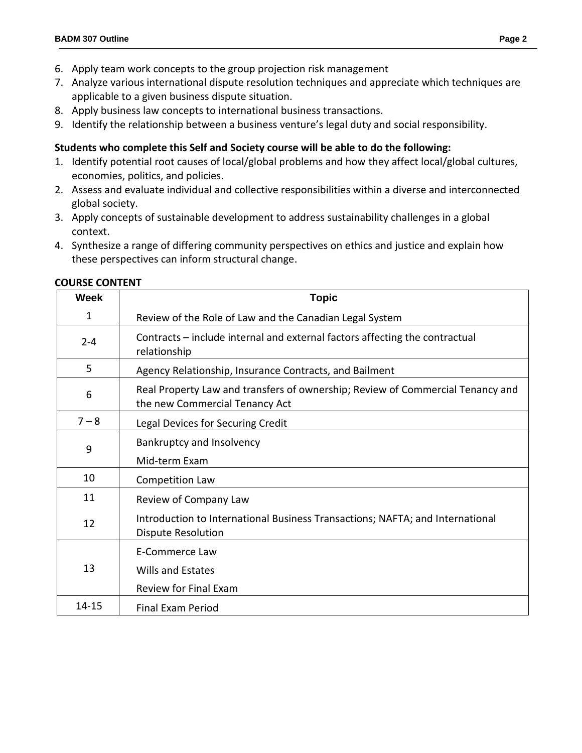6. Apply team work concepts to the group projection risk management
7. Analyze various international dispute resolution techniques and appreciate which techniques are applicable to a given business dispute situation.
8. Apply business law concepts to international business transactions.
9. Identify the relationship between a business venture's legal duty and social responsibility.

**Students who complete this Self and Society course will be able to do the following:**

1. Identify potential root causes of local/global problems and how they affect local/global cultures, economies, politics, and policies.
2. Assess and evaluate individual and collective responsibilities within a diverse and interconnected global society.
3. Apply concepts of sustainable development to address sustainability challenges in a global context.
4. Synthesize a range of differing community perspectives on ethics and justice and explain how these perspectives can inform structural change.

**COURSE CONTENT**

| Week | Topic |
|---|---|
| 1 | Review of the Role of Law and the Canadian Legal System |
| 2-4 | Contracts – include internal and external factors affecting the contractual relationship |
| 5 | Agency Relationship, Insurance Contracts, and Bailment |
| 6 | Real Property Law and transfers of ownership; Review of Commercial Tenancy and the new Commercial Tenancy Act |
| 7 – 8 | Legal Devices for Securing Credit |
| 9 | Bankruptcy and Insolvency<br>Mid-term Exam |
| 10 | Competition Law |
| 11 | Review of Company Law |
| 12 | Introduction to International Business Transactions; NAFTA; and International Dispute Resolution |
| 13 | E-Commerce Law<br>Wills and Estates<br>Review for Final Exam |
| 14-15 | Final Exam Period |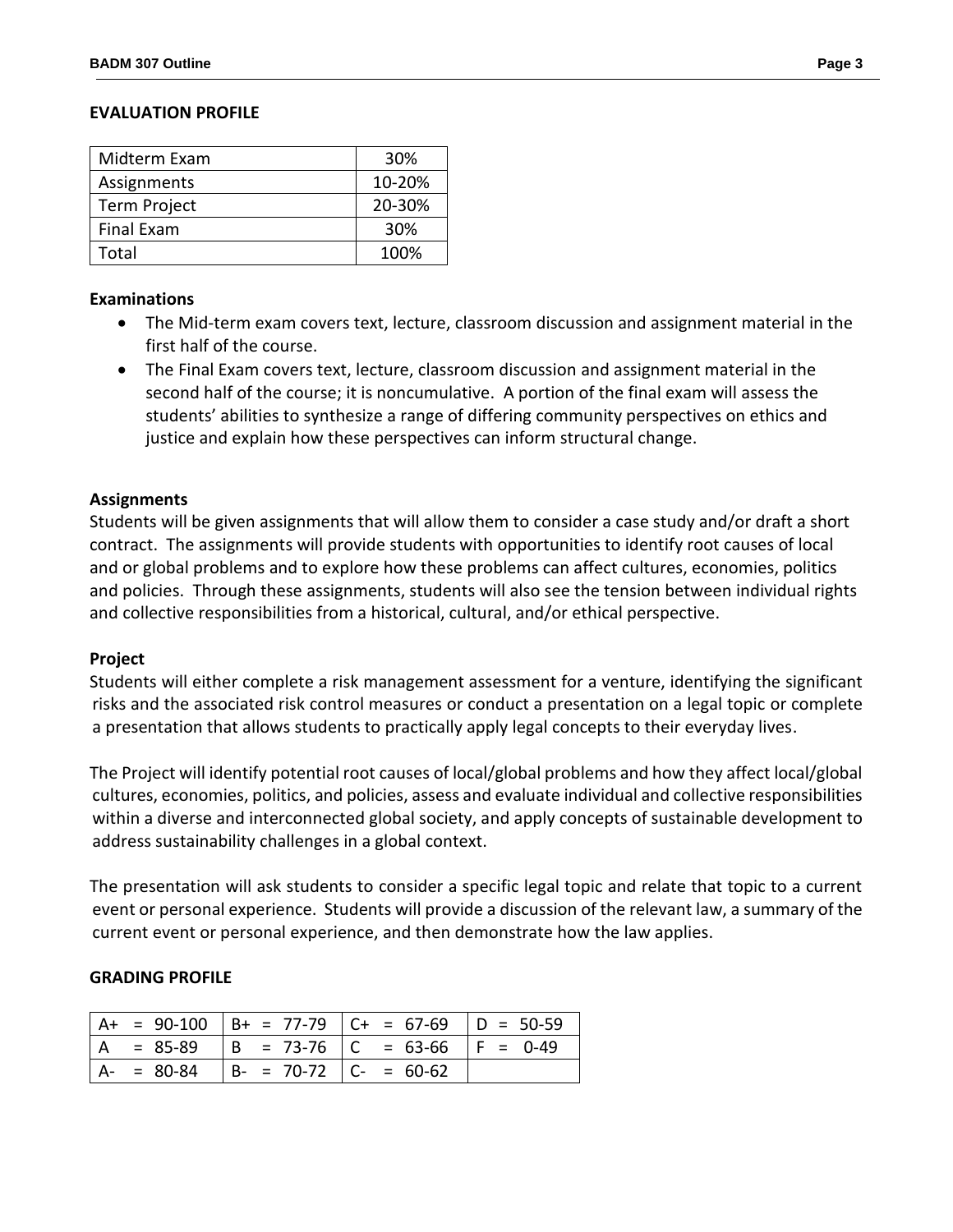## EVALUATION PROFILE

| Midterm Exam | 30% |
|---|---|
| Assignments | 10-20% |
| Term Project | 20-30% |
| Final Exam | 30% |
| Total | 100% |

### Examinations

- The Mid-term exam covers text, lecture, classroom discussion and assignment material in the first half of the course.
- The Final Exam covers text, lecture, classroom discussion and assignment material in the second half of the course; it is noncumulative. A portion of the final exam will assess the students' abilities to synthesize a range of differing community perspectives on ethics and justice and explain how these perspectives can inform structural change.

### Assignments

Students will be given assignments that will allow them to consider a case study and/or draft a short contract. The assignments will provide students with opportunities to identify root causes of local and or global problems and to explore how these problems can affect cultures, economies, politics and policies. Through these assignments, students will also see the tension between individual rights and collective responsibilities from a historical, cultural, and/or ethical perspective.

### Project

Students will either complete a risk management assessment for a venture, identifying the significant risks and the associated risk control measures or conduct a presentation on a legal topic or complete a presentation that allows students to practically apply legal concepts to their everyday lives.

The Project will identify potential root causes of local/global problems and how they affect local/global cultures, economies, politics, and policies, assess and evaluate individual and collective responsibilities within a diverse and interconnected global society, and apply concepts of sustainable development to address sustainability challenges in a global context.

The presentation will ask students to consider a specific legal topic and relate that topic to a current event or personal experience. Students will provide a discussion of the relevant law, a summary of the current event or personal experience, and then demonstrate how the law applies.

## GRADING PROFILE

| A+ = 90-100 | B+ = 77-79 | C+ = 67-69 | D = 50-59 |
|---|---|---|---|
| A = 85-89 | B = 73-76 | C = 63-66 | F = 0-49 |
| A- = 80-84 | B- = 70-72 | C- = 60-62 | |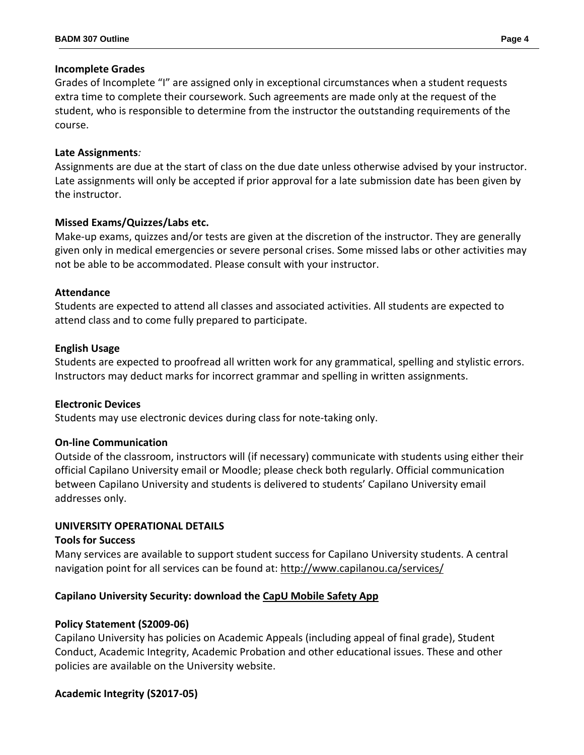**Incomplete Grades**

Grades of Incomplete "I" are assigned only in exceptional circumstances when a student requests extra time to complete their coursework. Such agreements are made only at the request of the student, who is responsible to determine from the instructor the outstanding requirements of the course.

**Late Assignments***:*

Assignments are due at the start of class on the due date unless otherwise advised by your instructor. Late assignments will only be accepted if prior approval for a late submission date has been given by the instructor.

**Missed Exams/Quizzes/Labs etc.**

Make-up exams, quizzes and/or tests are given at the discretion of the instructor. They are generally given only in medical emergencies or severe personal crises. Some missed labs or other activities may not be able to be accommodated. Please consult with your instructor.

**Attendance**

Students are expected to attend all classes and associated activities. All students are expected to attend class and to come fully prepared to participate.

**English Usage**

Students are expected to proofread all written work for any grammatical, spelling and stylistic errors. Instructors may deduct marks for incorrect grammar and spelling in written assignments.

**Electronic Devices**

Students may use electronic devices during class for note-taking only.

**On-line Communication**

Outside of the classroom, instructors will (if necessary) communicate with students using either their official Capilano University email or Moodle; please check both regularly. Official communication between Capilano University and students is delivered to students' Capilano University email addresses only.

**UNIVERSITY OPERATIONAL DETAILS**

**Tools for Success**

Many services are available to support student success for Capilano University students. A central navigation point for all services can be found at: http://www.capilanou.ca/services/

**Capilano University Security: download the CapU Mobile Safety App**

**Policy Statement (S2009-06)**

Capilano University has policies on Academic Appeals (including appeal of final grade), Student Conduct, Academic Integrity, Academic Probation and other educational issues. These and other policies are available on the University website.

**Academic Integrity (S2017-05)**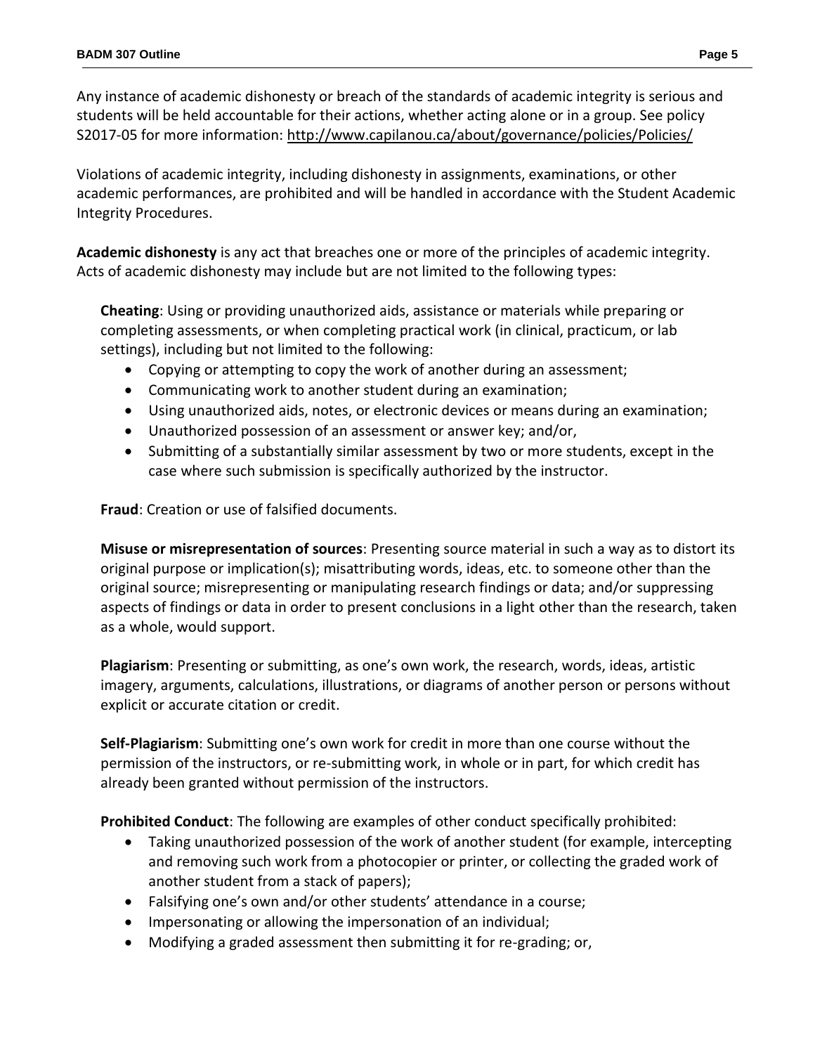Any instance of academic dishonesty or breach of the standards of academic integrity is serious and students will be held accountable for their actions, whether acting alone or in a group. See policy S2017-05 for more information: http://www.capilanou.ca/about/governance/policies/Policies/

Violations of academic integrity, including dishonesty in assignments, examinations, or other academic performances, are prohibited and will be handled in accordance with the Student Academic Integrity Procedures.

**Academic dishonesty** is any act that breaches one or more of the principles of academic integrity. Acts of academic dishonesty may include but are not limited to the following types:

**Cheating**: Using or providing unauthorized aids, assistance or materials while preparing or completing assessments, or when completing practical work (in clinical, practicum, or lab settings), including but not limited to the following:

- Copying or attempting to copy the work of another during an assessment;
- Communicating work to another student during an examination;
- Using unauthorized aids, notes, or electronic devices or means during an examination;
- Unauthorized possession of an assessment or answer key; and/or,
- Submitting of a substantially similar assessment by two or more students, except in the case where such submission is specifically authorized by the instructor.

**Fraud**: Creation or use of falsified documents.

**Misuse or misrepresentation of sources**: Presenting source material in such a way as to distort its original purpose or implication(s); misattributing words, ideas, etc. to someone other than the original source; misrepresenting or manipulating research findings or data; and/or suppressing aspects of findings or data in order to present conclusions in a light other than the research, taken as a whole, would support.

**Plagiarism**: Presenting or submitting, as one's own work, the research, words, ideas, artistic imagery, arguments, calculations, illustrations, or diagrams of another person or persons without explicit or accurate citation or credit.

**Self-Plagiarism**: Submitting one's own work for credit in more than one course without the permission of the instructors, or re-submitting work, in whole or in part, for which credit has already been granted without permission of the instructors.

**Prohibited Conduct**: The following are examples of other conduct specifically prohibited:

- Taking unauthorized possession of the work of another student (for example, intercepting and removing such work from a photocopier or printer, or collecting the graded work of another student from a stack of papers);
- Falsifying one's own and/or other students' attendance in a course;
- Impersonating or allowing the impersonation of an individual;
- Modifying a graded assessment then submitting it for re-grading; or,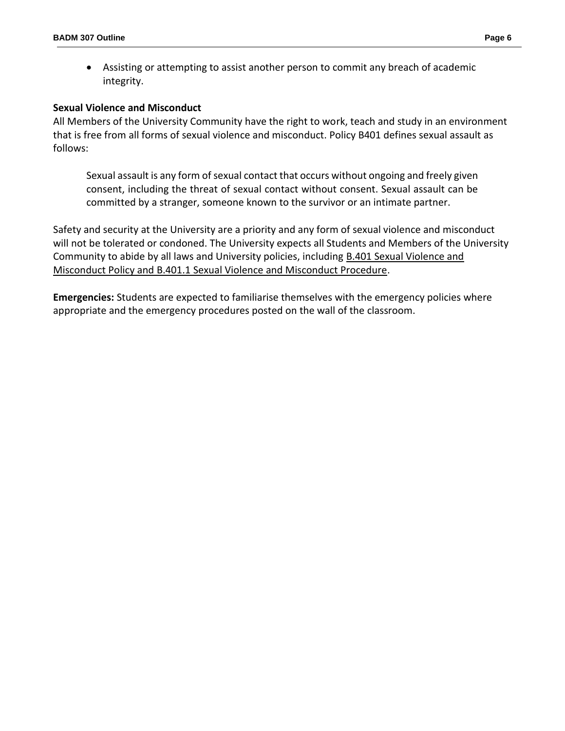- Assisting or attempting to assist another person to commit any breach of academic integrity.

**Sexual Violence and Misconduct**

All Members of the University Community have the right to work, teach and study in an environment that is free from all forms of sexual violence and misconduct. Policy B401 defines sexual assault as follows:

> Sexual assault is any form of sexual contact that occurs without ongoing and freely given consent, including the threat of sexual contact without consent. Sexual assault can be committed by a stranger, someone known to the survivor or an intimate partner.

Safety and security at the University are a priority and any form of sexual violence and misconduct will not be tolerated or condoned. The University expects all Students and Members of the University Community to abide by all laws and University policies, including B.401 Sexual Violence and Misconduct Policy and B.401.1 Sexual Violence and Misconduct Procedure.

**Emergencies:** Students are expected to familiarise themselves with the emergency policies where appropriate and the emergency procedures posted on the wall of the classroom.